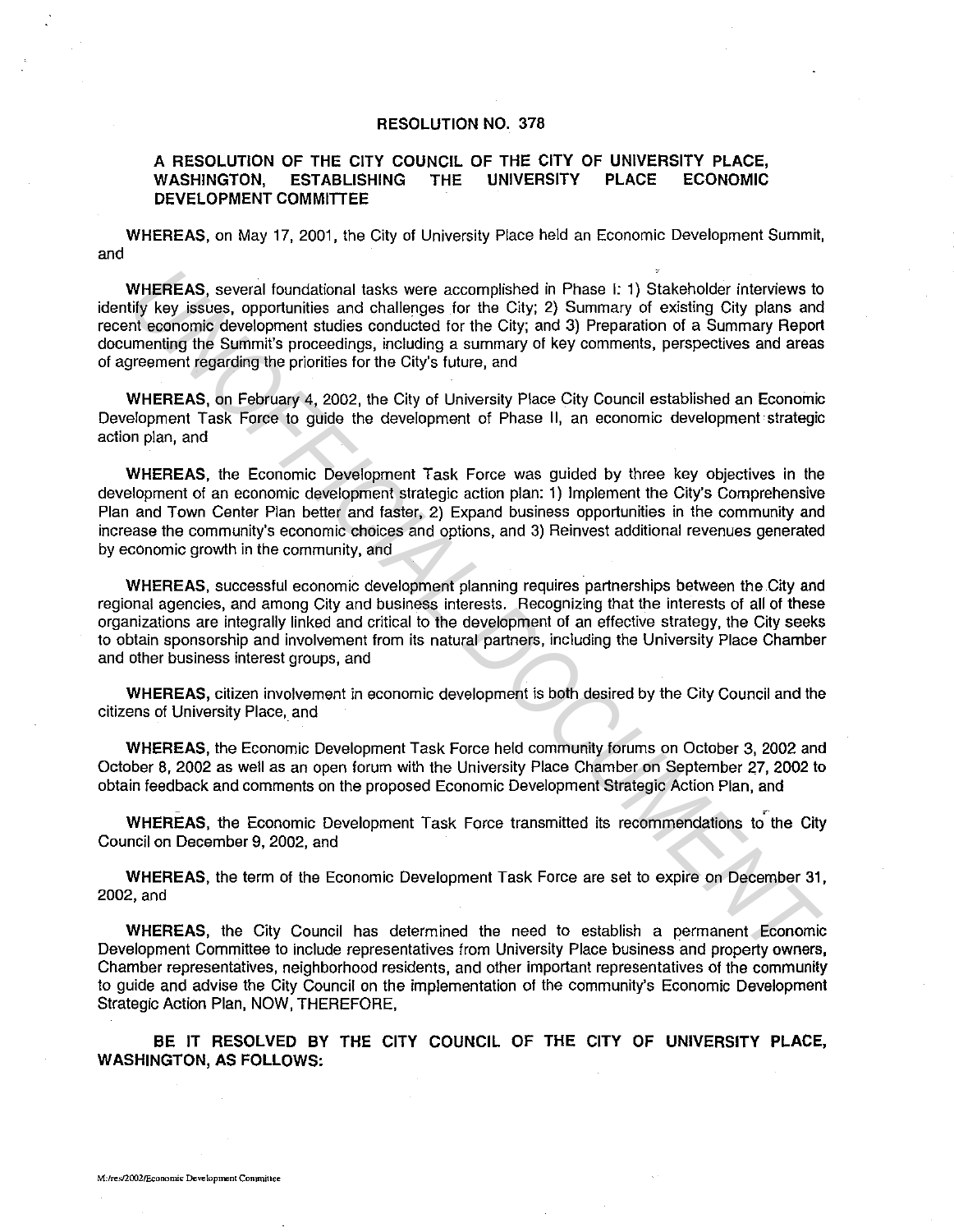# RESOLUTION NO. 378

## A RESOLUTION OF THE CITY COUNCIL OF THE CITY OF UNIVERSITY PLACE, WASHINGTON, ESTABLISHING THE UNIVERSITY PLACE ECONOMIC DEVELOPMENT COMMITTEE

**WHEREAS**, on May 17, 2001, the City of University Place held an Economic Development Summit, and

**WHEREAS**, several foundational tasks were accomplished in Phase I: 1) Stakeholder interviews to identify key issues, opportunities and challenges for the City; 2) Summary of existing City plans and recent economic development studies conducted for the City; and 3) Preparation of a Summary Report documenting the Summit's proceedings, including a summary of key comments, perspectives and areas of agreement regarding the priorities for the City's future, and

**WHEREAS**, on February 4, 2002, the City of University Place City Council established an Economic Development Task Force to guide the development of Phase II, an economic development strategic action plan, and

**WHEREAS**, the Economic Development Task Force was guided by three key objectives in the development of an economic development strategic action plan: 1) Implement the City's Comprehensive Plan and Town Center Plan better and faster, 2) Expand business opportunities in the community and increase the community's economic choices and options, and 3) Reinvest additional revenues generated by economic growth in the community, and

**WHEREAS**, successful economic development planning requires partnerships between the City and regional agencies, and among City and business interests. Recognizing that the interests of all of these organizations are integrally linked and critical to the development of an effective strategy, the City seeks to obtain sponsorship and involvement from its natural partners, including the University Place Chamber and other business interest groups, and

**WHEREAS,** citizen involvement in economic development is both desired by the City Council and the citizens of University Place, and

**WHEREAS**, the Economic Development Task Force held community forums on October 3, 2002 and October 8, 2002 as well as an open forum with the University Place Chamber on September 27, 2002 to obtain feedback and comments on the proposed Economic Development Strategic Action Plan, and

**WHEREAS**, the Economic Development Task Force transmitted its recommendations to the City Council on December 9, 2002, and

**WHEREAS**, the term of the Economic Development Task Force are set to expire on December 31, 2002, and

**WHEREAS**, the City Council has determined the need to establish a permanent Economic Development Committee to include representatives from University Place business and property owners, Chamber representatives, neighborhood residents, and other important representatives of the community to guide and advise the City Council on the implementation of the community's Economic Development Strategic Action Plan, NOW, THEREFORE,

**BE IT RESOLVED BY THE CITY COUNCIL OF THE CITY OF UNIVERSITY PLACE, WASHINGTON, AS FOLLOWS:**

M:/res/2002/Economic Development Committee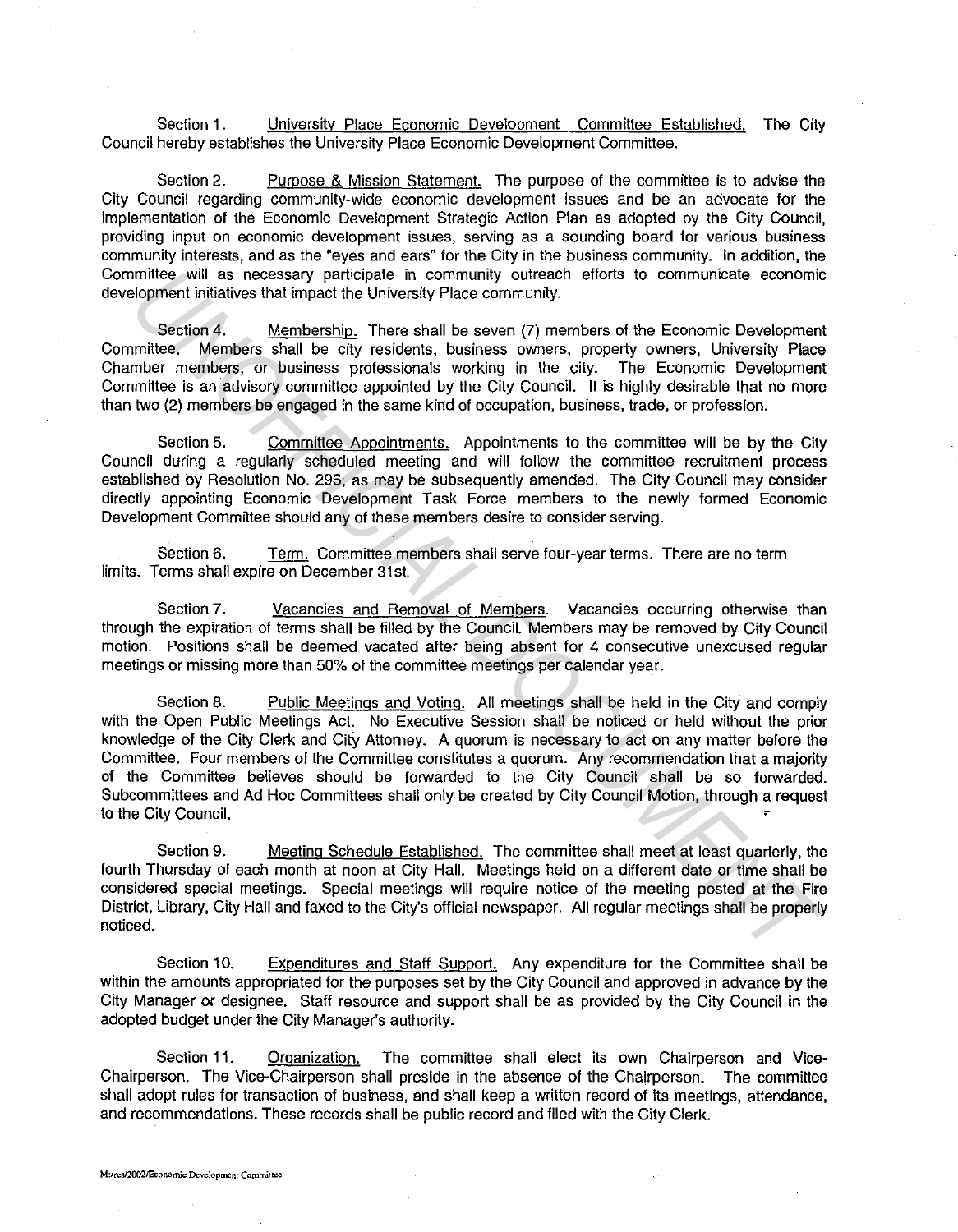Section 1. University Place Economic Development Committee Established. The City Council hereby establishes the University Place Economic Development Committee.

Section 2. Purpose & Mission Statement. The purpose of the committee is to advise the City Council regarding community-wide economic development issues and be an advocate for the implementation of the Economic Development Strategic Action Plan as adopted by the City Council, providing input on economic development issues, serving as a sounding board for various business community interests, and as the "eyes and ears" for the City in the business community. In addition, the Committee will as necessary participate in community outreach efforts to communicate economic development initiatives that impact the University Place community.

Section 4. Membership. There shall be seven (7) members of the Economic Development Committee. Members shall be city residents, business owners, property owners, University Place Chamber members, or business professionals working in the city. The Economic Development Committee is an advisory committee appointed by the City Council. It is highly desirable that no more than two (2) members be engaged in the same kind of occupation, business, trade, or profession.

Section 5. Committee Appointments. Appointments to the committee will be by the City Council during a regularly scheduled meeting and will follow the committee recruitment process established by Resolution No. 296, as may be subsequently amended. The City Council may consider directly appointing Economic Development Task Force members to the newly formed Economic Development Committee should any of these members desire to consider serving.

Section 6. Term. Committee members shall serve four-year terms. There are no term limits. Terms shall expire on December 31st.

Section 7. Vacancies and Removal of Members. Vacancies occurring otherwise than through the expiration of terms shall be filled by the Council. Members may be removed by City Council motion. Positions shall be deemed vacated after being absent for 4 consecutive unexcused regular meetings or missing more than 50% of the committee meetings per calendar year.

Section 8. Public Meetings and Voting. All meetings shall be held in the City and comply with the Open Public Meetings Act. No Executive Session shall be noticed or held without the prior knowledge of the City Clerk and City Attorney. A quorum is necessary to act on any matter before the Committee. Four members of the Committee constitutes a quorum. Any recommendation that a majority of the Committee believes should be forwarded to the City Council shall be so forwarded. Subcommittees and Ad Hoc Committees shall only be created by City Council Motion, through a request to the City Council.

Section 9. Meeting Schedule Established. The committee shall meet at least quarterly, the fourth Thursday of each month at noon at City Hall. Meetings held on a different date or time shall be considered special meetings. Special meetings will require notice of the meeting posted at the Fire District, Library, City Hall and faxed to the City's official newspaper. All regular meetings shall be properly noticed.

Section 10. Expenditures and Staff Support. Any expenditure for the Committee shall be within the amounts appropriated for the purposes set by the City Council and approved in advance by the City Manager or designee. Staff resource and support shall be as provided by the City Council in the adopted budget under the City Manager's authority.

Section 11. Organization. The committee shall elect its own Chairperson and Vice-Chairperson. The Vice-Chairperson shall preside in the absence of the Chairperson. The committee shall adopt rules for transaction of business, and shall keep a written record of its meetings, attendance, and recommendations. These records shall be public record and filed with the City Clerk.

M:/res/2002/Economic Development Committee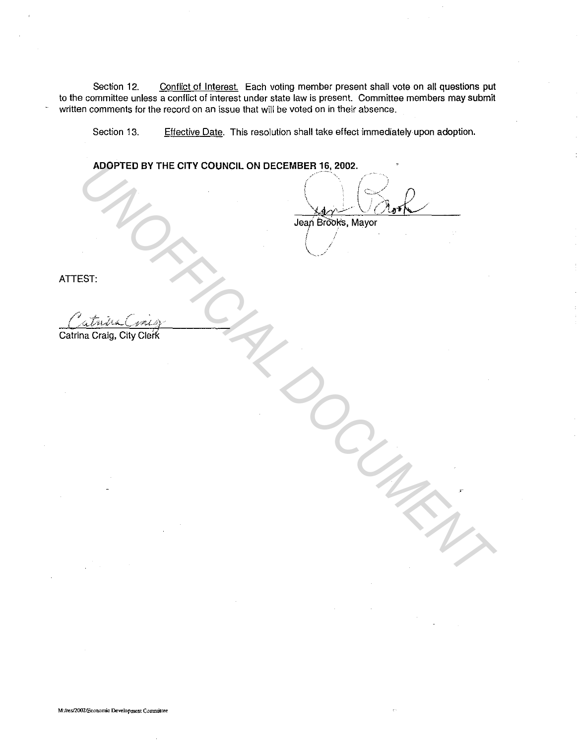Section 12. Conflict of Interest. Each voting member present shall vote on all questions put to the committee unless a conflict of interest under state law is present. Committee members may submit written comments for the record on an issue that will be voted on in their absence.

Section 13. Effective Date. This resolution shall take effect immediately upon adoption.

**ADOPTED BY THE CITY COUNCIL ON DECEMBER 16, 2002.**

Jean Brooks, Mayor

ATTEST:

Catrina Craig, City Clerk

UNOFFICIAL DOCUMENT

M:/res/2002/Economic Development Committee